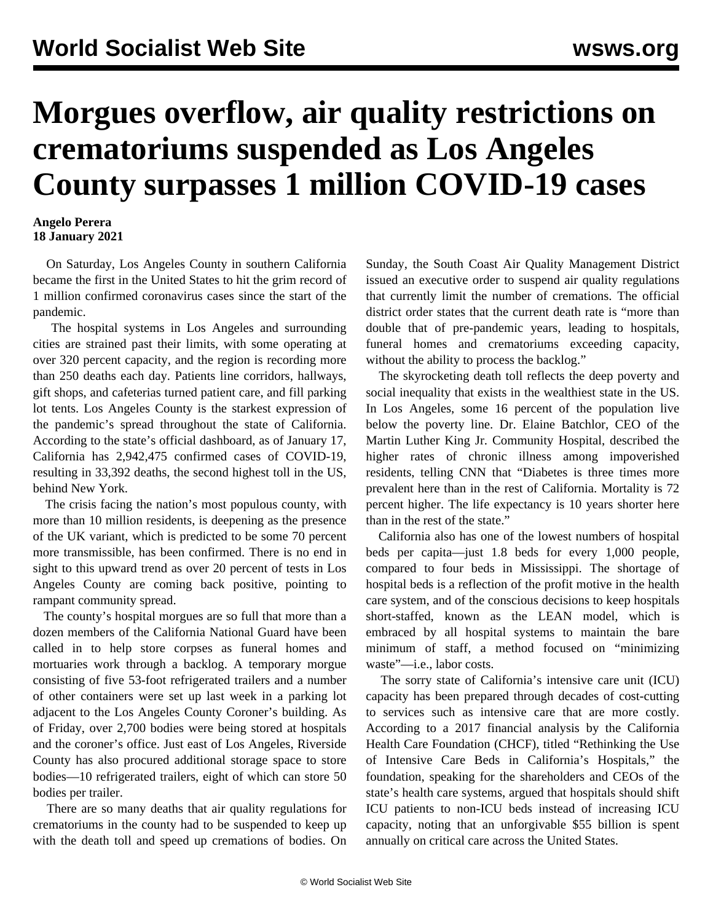# Morgues overflow, air quality restrictions on crematoriums suspended as Los Angeles County surpasses 1 million COVID-19 cases

**Angelo Perera**
**18 January 2021**

On Saturday, Los Angeles County in southern California became the first in the United States to hit the grim record of 1 million confirmed coronavirus cases since the start of the pandemic.

The hospital systems in Los Angeles and surrounding cities are strained past their limits, with some operating at over 320 percent capacity, and the region is recording more than 250 deaths each day. Patients line corridors, hallways, gift shops, and cafeterias turned patient care, and fill parking lot tents. Los Angeles County is the starkest expression of the pandemic's spread throughout the state of California. According to the state's official dashboard, as of January 17, California has 2,942,475 confirmed cases of COVID-19, resulting in 33,392 deaths, the second highest toll in the US, behind New York.

The crisis facing the nation's most populous county, with more than 10 million residents, is deepening as the presence of the UK variant, which is predicted to be some 70 percent more transmissible, has been confirmed. There is no end in sight to this upward trend as over 20 percent of tests in Los Angeles County are coming back positive, pointing to rampant community spread.

The county's hospital morgues are so full that more than a dozen members of the California National Guard have been called in to help store corpses as funeral homes and mortuaries work through a backlog. A temporary morgue consisting of five 53-foot refrigerated trailers and a number of other containers were set up last week in a parking lot adjacent to the Los Angeles County Coroner's building. As of Friday, over 2,700 bodies were being stored at hospitals and the coroner's office. Just east of Los Angeles, Riverside County has also procured additional storage space to store bodies—10 refrigerated trailers, eight of which can store 50 bodies per trailer.

There are so many deaths that air quality regulations for crematoriums in the county had to be suspended to keep up with the death toll and speed up cremations of bodies. On Sunday, the South Coast Air Quality Management District issued an executive order to suspend air quality regulations that currently limit the number of cremations. The official district order states that the current death rate is "more than double that of pre-pandemic years, leading to hospitals, funeral homes and crematoriums exceeding capacity, without the ability to process the backlog."

The skyrocketing death toll reflects the deep poverty and social inequality that exists in the wealthiest state in the US. In Los Angeles, some 16 percent of the population live below the poverty line. Dr. Elaine Batchlor, CEO of the Martin Luther King Jr. Community Hospital, described the higher rates of chronic illness among impoverished residents, telling CNN that "Diabetes is three times more prevalent here than in the rest of California. Mortality is 72 percent higher. The life expectancy is 10 years shorter here than in the rest of the state."

California also has one of the lowest numbers of hospital beds per capita—just 1.8 beds for every 1,000 people, compared to four beds in Mississippi. The shortage of hospital beds is a reflection of the profit motive in the health care system, and of the conscious decisions to keep hospitals short-staffed, known as the LEAN model, which is embraced by all hospital systems to maintain the bare minimum of staff, a method focused on "minimizing waste"—i.e., labor costs.

The sorry state of California's intensive care unit (ICU) capacity has been prepared through decades of cost-cutting to services such as intensive care that are more costly. According to a 2017 financial analysis by the California Health Care Foundation (CHCF), titled "Rethinking the Use of Intensive Care Beds in California's Hospitals," the foundation, speaking for the shareholders and CEOs of the state's health care systems, argued that hospitals should shift ICU patients to non-ICU beds instead of increasing ICU capacity, noting that an unforgivable $55 billion is spent annually on critical care across the United States.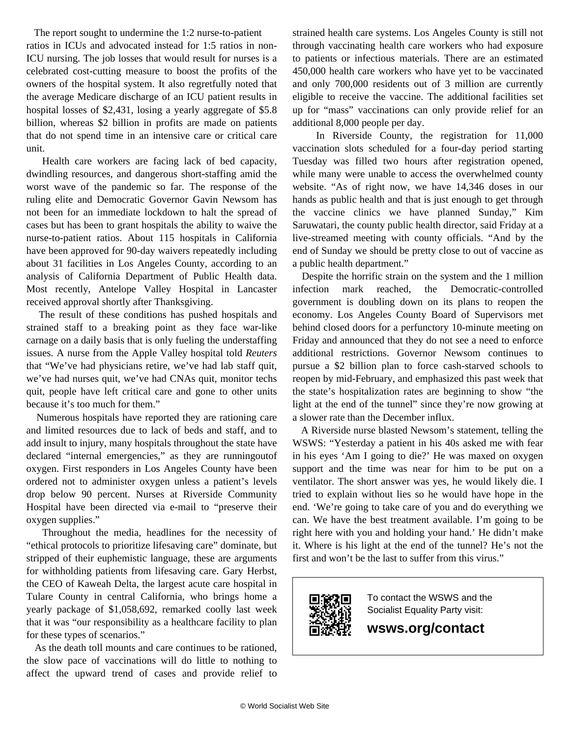The report sought to undermine the 1:2 nurse-to-patient ratios in ICUs and advocated instead for 1:5 ratios in non-ICU nursing. The job losses that would result for nurses is a celebrated cost-cutting measure to boost the profits of the owners of the hospital system. It also regretfully noted that the average Medicare discharge of an ICU patient results in hospital losses of $2,431, losing a yearly aggregate of $5.8 billion, whereas $2 billion in profits are made on patients that do not spend time in an intensive care or critical care unit.

Health care workers are facing lack of bed capacity, dwindling resources, and dangerous short-staffing amid the worst wave of the pandemic so far. The response of the ruling elite and Democratic Governor Gavin Newsom has not been for an immediate lockdown to halt the spread of cases but has been to grant hospitals the ability to waive the nurse-to-patient ratios. About 115 hospitals in California have been approved for 90-day waivers repeatedly including about 31 facilities in Los Angeles County, according to an analysis of California Department of Public Health data. Most recently, Antelope Valley Hospital in Lancaster received approval shortly after Thanksgiving.

The result of these conditions has pushed hospitals and strained staff to a breaking point as they face war-like carnage on a daily basis that is only fueling the understaffing issues. A nurse from the Apple Valley hospital told *Reuters* that "We've had physicians retire, we've had lab staff quit, we've had nurses quit, we've had CNAs quit, monitor techs quit, people have left critical care and gone to other units because it's too much for them."

Numerous hospitals have reported they are rationing care and limited resources due to lack of beds and staff, and to add insult to injury, many hospitals throughout the state have declared "internal emergencies," as they are runningoutof oxygen. First responders in Los Angeles County have been ordered not to administer oxygen unless a patient's levels drop below 90 percent. Nurses at Riverside Community Hospital have been directed via e-mail to "preserve their oxygen supplies."

Throughout the media, headlines for the necessity of "ethical protocols to prioritize lifesaving care" dominate, but stripped of their euphemistic language, these are arguments for withholding patients from lifesaving care. Gary Herbst, the CEO of Kaweah Delta, the largest acute care hospital in Tulare County in central California, who brings home a yearly package of $1,058,692, remarked coolly last week that it was "our responsibility as a healthcare facility to plan for these types of scenarios."

As the death toll mounts and care continues to be rationed, the slow pace of vaccinations will do little to nothing to affect the upward trend of cases and provide relief to strained health care systems. Los Angeles County is still not through vaccinating health care workers who had exposure to patients or infectious materials. There are an estimated 450,000 health care workers who have yet to be vaccinated and only 700,000 residents out of 3 million are currently eligible to receive the vaccine. The additional facilities set up for "mass" vaccinations can only provide relief for an additional 8,000 people per day.

In Riverside County, the registration for 11,000 vaccination slots scheduled for a four-day period starting Tuesday was filled two hours after registration opened, while many were unable to access the overwhelmed county website. "As of right now, we have 14,346 doses in our hands as public health and that is just enough to get through the vaccine clinics we have planned Sunday," Kim Saruwatari, the county public health director, said Friday at a live-streamed meeting with county officials. "And by the end of Sunday we should be pretty close to out of vaccine as a public health department."

Despite the horrific strain on the system and the 1 million infection mark reached, the Democratic-controlled government is doubling down on its plans to reopen the economy. Los Angeles County Board of Supervisors met behind closed doors for a perfunctory 10-minute meeting on Friday and announced that they do not see a need to enforce additional restrictions. Governor Newsom continues to pursue a $2 billion plan to force cash-starved schools to reopen by mid-February, and emphasized this past week that the state's hospitalization rates are beginning to show "the light at the end of the tunnel" since they're now growing at a slower rate than the December influx.

A Riverside nurse blasted Newsom's statement, telling the WSWS: "Yesterday a patient in his 40s asked me with fear in his eyes 'Am I going to die?' He was maxed on oxygen support and the time was near for him to be put on a ventilator. The short answer was yes, he would likely die. I tried to explain without lies so he would have hope in the end. 'We're going to take care of you and do everything we can. We have the best treatment available. I'm going to be right here with you and holding your hand.' He didn't make it. Where is his light at the end of the tunnel? He's not the first and won't be the last to suffer from this virus."

To contact the WSWS and the Socialist Equality Party visit:

**wsws.org/contact**